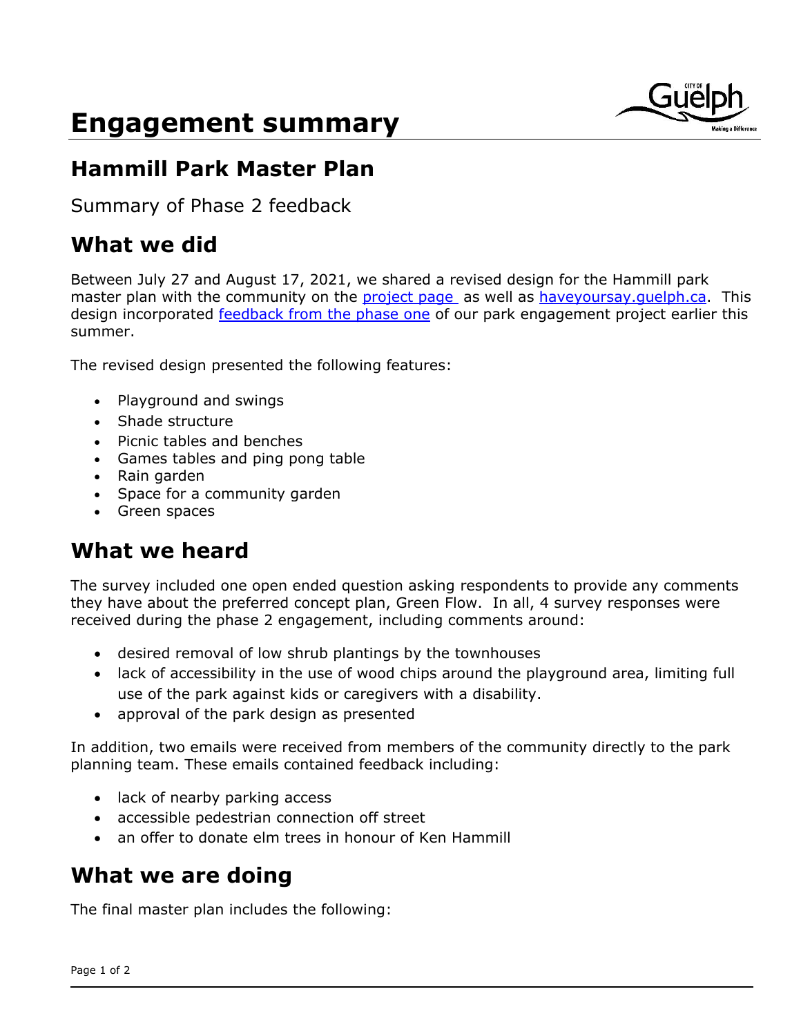# Engagement summary

## Hammill Park Master Plan

Summary of Phase 2 feedback

## What we did

Between July 27 and August 17, 2021, we shared a revised design for the Hammill park master plan with the community on the [project page](#) as well as [haveyoursay.guelph.ca](#). This design incorporated [feedback from the phase one](#) of our park engagement project earlier this summer.

The revised design presented the following features:

- Playground and swings
- Shade structure
- Picnic tables and benches
- Games tables and ping pong table
- Rain garden
- Space for a community garden
- Green spaces

## What we heard

The survey included one open ended question asking respondents to provide any comments they have about the preferred concept plan, Green Flow. In all, 4 survey responses were received during the phase 2 engagement, including comments around:

- desired removal of low shrub plantings by the townhouses
- lack of accessibility in the use of wood chips around the playground area, limiting full use of the park against kids or caregivers with a disability.
- approval of the park design as presented

In addition, two emails were received from members of the community directly to the park planning team. These emails contained feedback including:

- lack of nearby parking access
- accessible pedestrian connection off street
- an offer to donate elm trees in honour of Ken Hammill

## What we are doing

The final master plan includes the following: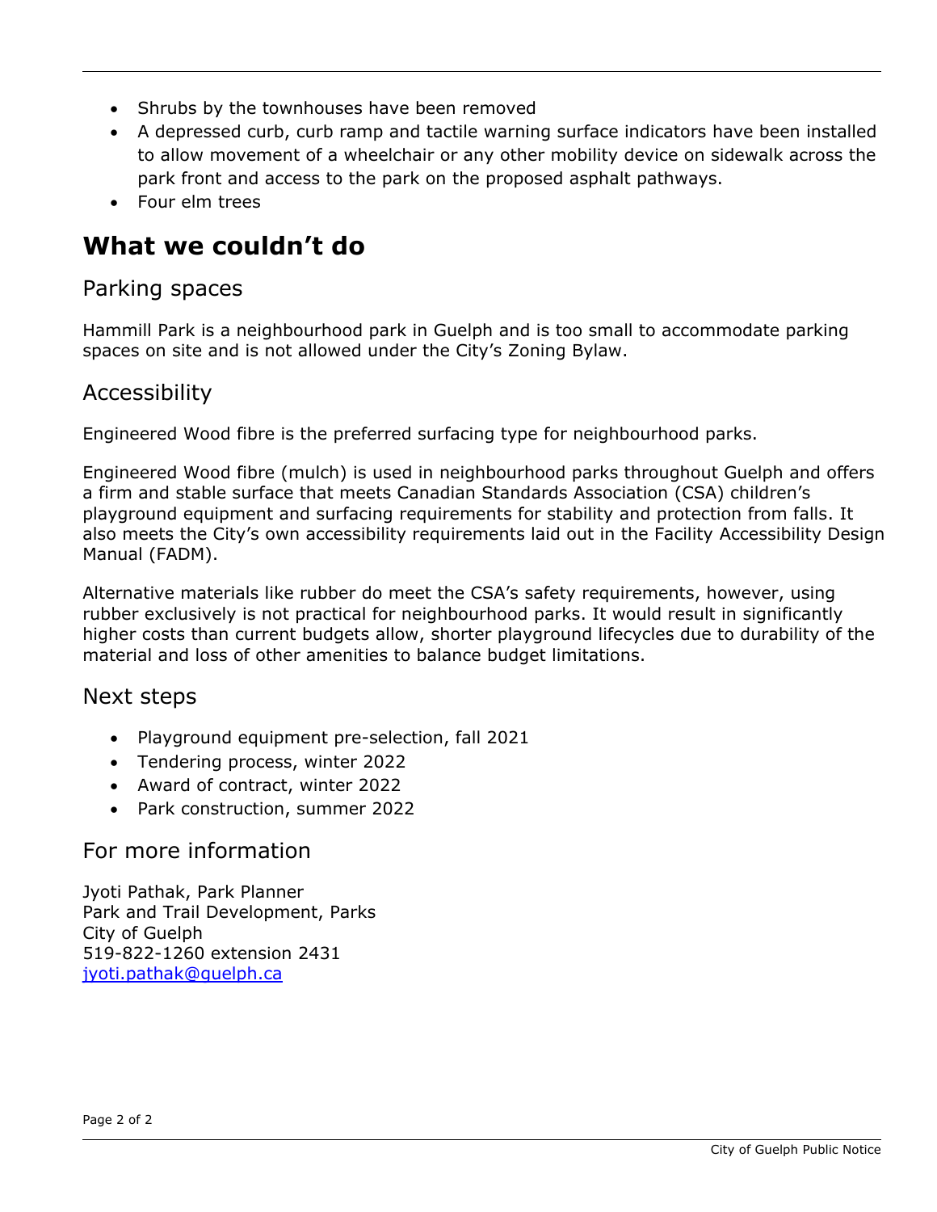- Shrubs by the townhouses have been removed
- A depressed curb, curb ramp and tactile warning surface indicators have been installed to allow movement of a wheelchair or any other mobility device on sidewalk across the park front and access to the park on the proposed asphalt pathways.
- Four elm trees

# What we couldn't do

## Parking spaces

Hammill Park is a neighbourhood park in Guelph and is too small to accommodate parking spaces on site and is not allowed under the City's Zoning Bylaw.

## Accessibility

Engineered Wood fibre is the preferred surfacing type for neighbourhood parks.

Engineered Wood fibre (mulch) is used in neighbourhood parks throughout Guelph and offers a firm and stable surface that meets Canadian Standards Association (CSA) children's playground equipment and surfacing requirements for stability and protection from falls. It also meets the City's own accessibility requirements laid out in the Facility Accessibility Design Manual (FADM).

Alternative materials like rubber do meet the CSA's safety requirements, however, using rubber exclusively is not practical for neighbourhood parks. It would result in significantly higher costs than current budgets allow, shorter playground lifecycles due to durability of the material and loss of other amenities to balance budget limitations.

## Next steps

- Playground equipment pre-selection, fall 2021
- Tendering process, winter 2022
- Award of contract, winter 2022
- Park construction, summer 2022

## For more information

Jyoti Pathak, Park Planner
Park and Trail Development, Parks
City of Guelph
519-822-1260 extension 2431
jyoti.pathak@guelph.ca